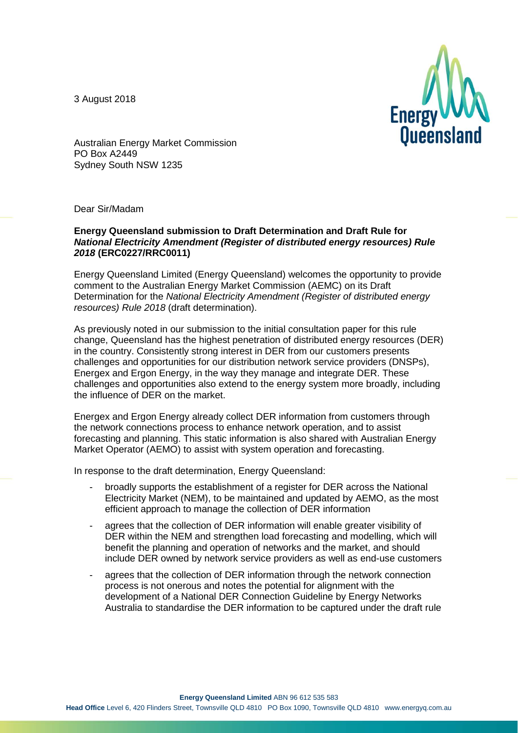3 August 2018

Australian Energy Market Commission
PO Box A2449
Sydney South NSW 1235

Dear Sir/Madam

**Energy Queensland submission to Draft Determination and Draft Rule for *National Electricity Amendment (Register of distributed energy resources) Rule 2018* (ERC0227/RRC0011)**

Energy Queensland Limited (Energy Queensland) welcomes the opportunity to provide comment to the Australian Energy Market Commission (AEMC) on its Draft Determination for the *National Electricity Amendment (Register of distributed energy resources) Rule 2018* (draft determination).

As previously noted in our submission to the initial consultation paper for this rule change, Queensland has the highest penetration of distributed energy resources (DER) in the country. Consistently strong interest in DER from our customers presents challenges and opportunities for our distribution network service providers (DNSPs), Energex and Ergon Energy, in the way they manage and integrate DER. These challenges and opportunities also extend to the energy system more broadly, including the influence of DER on the market.

Energex and Ergon Energy already collect DER information from customers through the network connections process to enhance network operation, and to assist forecasting and planning. This static information is also shared with Australian Energy Market Operator (AEMO) to assist with system operation and forecasting.

In response to the draft determination, Energy Queensland:

- broadly supports the establishment of a register for DER across the National Electricity Market (NEM), to be maintained and updated by AEMO, as the most efficient approach to manage the collection of DER information
- agrees that the collection of DER information will enable greater visibility of DER within the NEM and strengthen load forecasting and modelling, which will benefit the planning and operation of networks and the market, and should include DER owned by network service providers as well as end-use customers
- agrees that the collection of DER information through the network connection process is not onerous and notes the potential for alignment with the development of a National DER Connection Guideline by Energy Networks Australia to standardise the DER information to be captured under the draft rule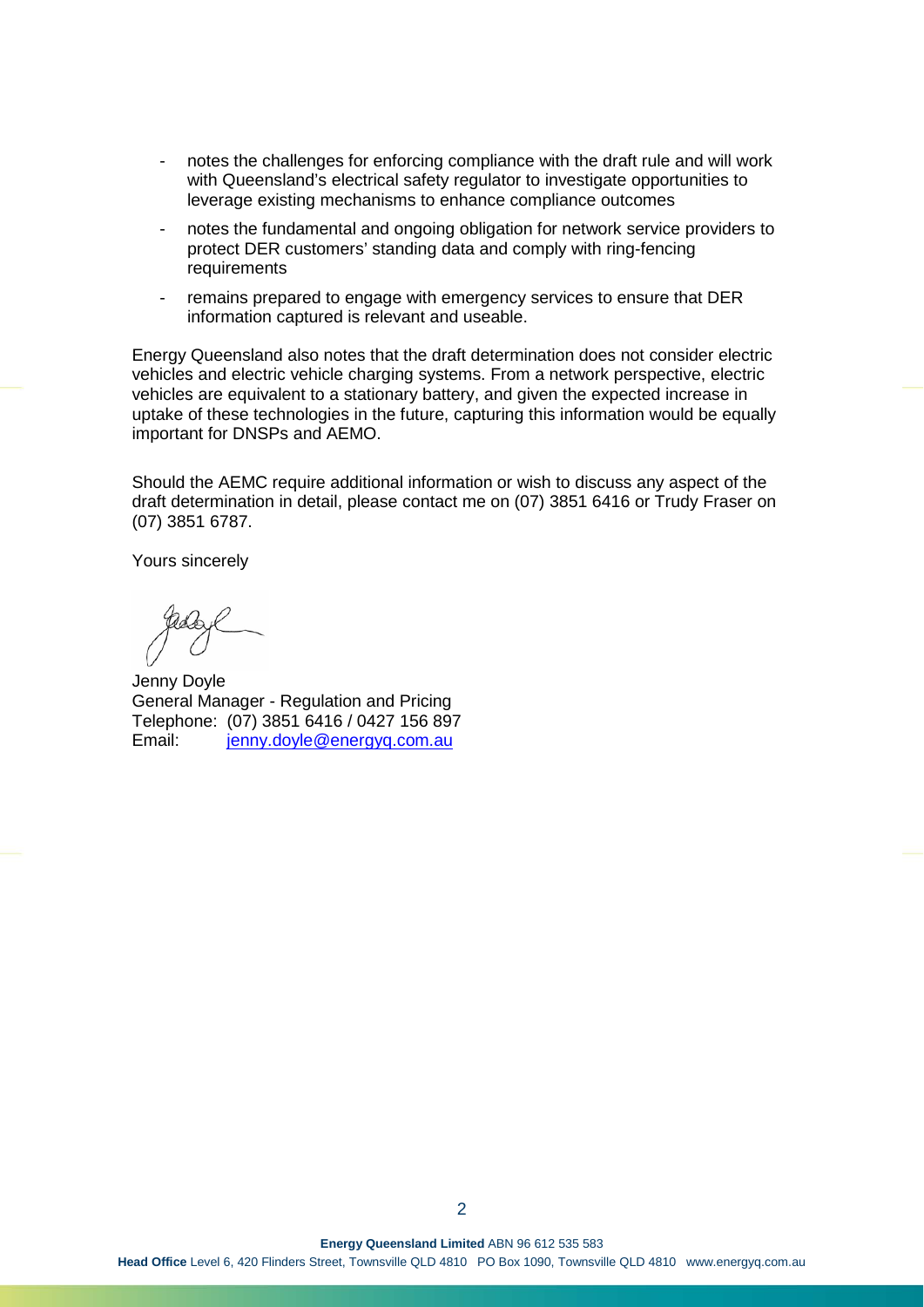- notes the challenges for enforcing compliance with the draft rule and will work with Queensland's electrical safety regulator to investigate opportunities to leverage existing mechanisms to enhance compliance outcomes
- notes the fundamental and ongoing obligation for network service providers to protect DER customers' standing data and comply with ring-fencing requirements
- remains prepared to engage with emergency services to ensure that DER information captured is relevant and useable.

Energy Queensland also notes that the draft determination does not consider electric vehicles and electric vehicle charging systems. From a network perspective, electric vehicles are equivalent to a stationary battery, and given the expected increase in uptake of these technologies in the future, capturing this information would be equally important for DNSPs and AEMO.

Should the AEMC require additional information or wish to discuss any aspect of the draft determination in detail, please contact me on (07) 3851 6416 or Trudy Fraser on (07) 3851 6787.

Yours sincerely

Jenny Doyle
General Manager - Regulation and Pricing
Telephone: (07) 3851 6416 / 0427 156 897
Email: jenny.doyle@energyq.com.au

**Energy Queensland Limited** ABN 96 612 535 583
**Head Office** Level 6, 420 Flinders Street, Townsville QLD 4810 PO Box 1090, Townsville QLD 4810 www.energyq.com.au